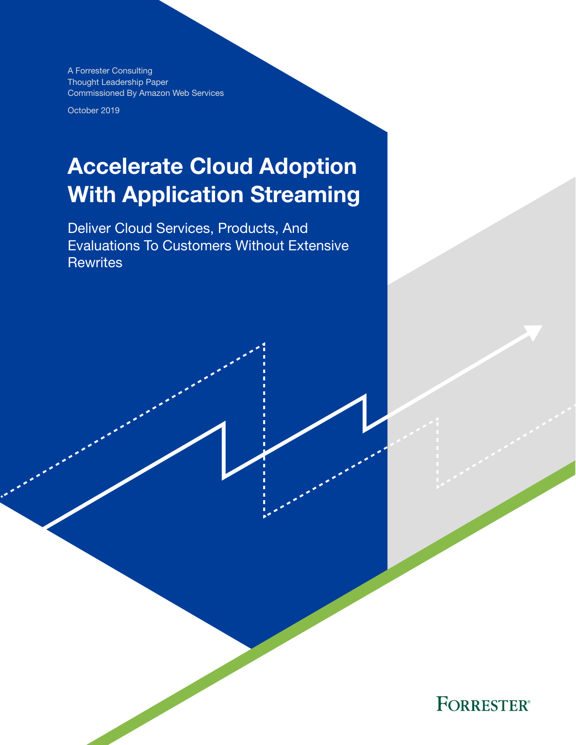A Forrester Consulting
Thought Leadership Paper
Commissioned By Amazon Web Services

October 2019

# Accelerate Cloud Adoption With Application Streaming

Deliver Cloud Services, Products, And Evaluations To Customers Without Extensive Rewrites

FORRESTER®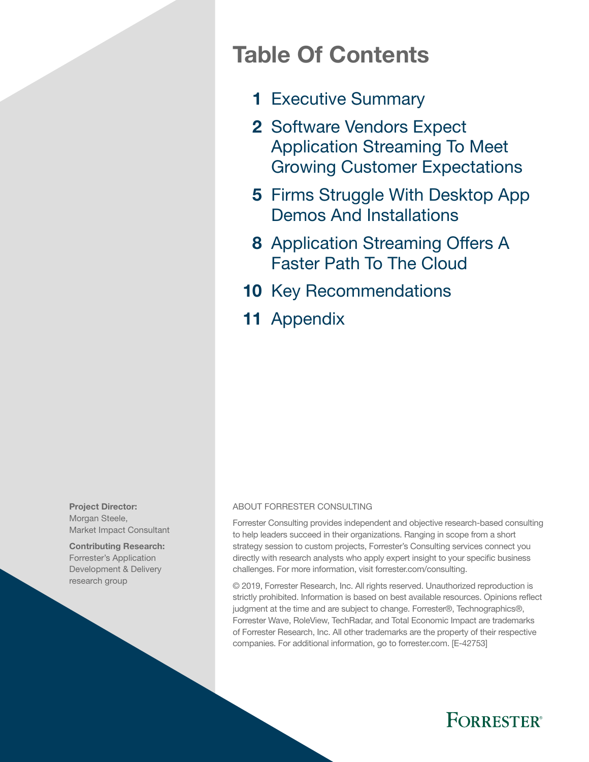# Table Of Contents

1 Executive Summary

2 Software Vendors Expect Application Streaming To Meet Growing Customer Expectations

5 Firms Struggle With Desktop App Demos And Installations

8 Application Streaming Offers A Faster Path To The Cloud

10 Key Recommendations

11 Appendix

**Project Director:**
Morgan Steele,
Market Impact Consultant

**Contributing Research:**
Forrester's Application Development & Delivery research group

ABOUT FORRESTER CONSULTING

Forrester Consulting provides independent and objective research-based consulting to help leaders succeed in their organizations. Ranging in scope from a short strategy session to custom projects, Forrester's Consulting services connect you directly with research analysts who apply expert insight to your specific business challenges. For more information, visit forrester.com/consulting.

© 2019, Forrester Research, Inc. All rights reserved. Unauthorized reproduction is strictly prohibited. Information is based on best available resources. Opinions reflect judgment at the time and are subject to change. Forrester®, Technographics®, Forrester Wave, RoleView, TechRadar, and Total Economic Impact are trademarks of Forrester Research, Inc. All other trademarks are the property of their respective companies. For additional information, go to forrester.com. [E-42753]

FORRESTER®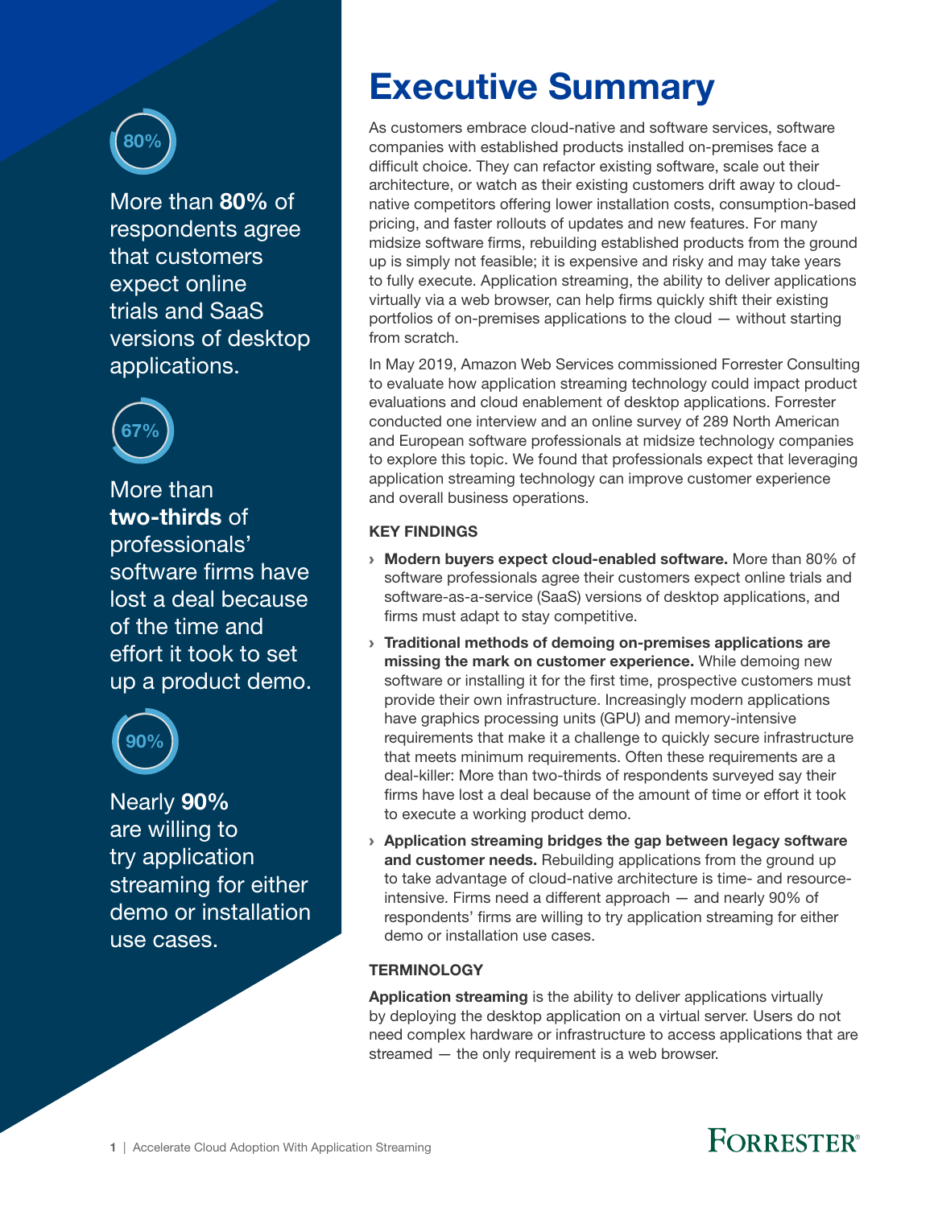80%

More than **80%** of respondents agree that customers expect online trials and SaaS versions of desktop applications.

67%

More than **two-thirds** of professionals' software firms have lost a deal because of the time and effort it took to set up a product demo.

90%

Nearly **90%** are willing to try application streaming for either demo or installation use cases.

# Executive Summary

As customers embrace cloud-native and software services, software companies with established products installed on-premises face a difficult choice. They can refactor existing software, scale out their architecture, or watch as their existing customers drift away to cloud-native competitors offering lower installation costs, consumption-based pricing, and faster rollouts of updates and new features. For many midsize software firms, rebuilding established products from the ground up is simply not feasible; it is expensive and risky and may take years to fully execute. Application streaming, the ability to deliver applications virtually via a web browser, can help firms quickly shift their existing portfolios of on-premises applications to the cloud — without starting from scratch.

In May 2019, Amazon Web Services commissioned Forrester Consulting to evaluate how application streaming technology could impact product evaluations and cloud enablement of desktop applications. Forrester conducted one interview and an online survey of 289 North American and European software professionals at midsize technology companies to explore this topic. We found that professionals expect that leveraging application streaming technology can improve customer experience and overall business operations.

### KEY FINDINGS

- **Modern buyers expect cloud-enabled software.** More than 80% of software professionals agree their customers expect online trials and software-as-a-service (SaaS) versions of desktop applications, and firms must adapt to stay competitive.
- **Traditional methods of demoing on-premises applications are missing the mark on customer experience.** While demoing new software or installing it for the first time, prospective customers must provide their own infrastructure. Increasingly modern applications have graphics processing units (GPU) and memory-intensive requirements that make it a challenge to quickly secure infrastructure that meets minimum requirements. Often these requirements are a deal-killer: More than two-thirds of respondents surveyed say their firms have lost a deal because of the amount of time or effort it took to execute a working product demo.
- **Application streaming bridges the gap between legacy software and customer needs.** Rebuilding applications from the ground up to take advantage of cloud-native architecture is time- and resource-intensive. Firms need a different approach — and nearly 90% of respondents' firms are willing to try application streaming for either demo or installation use cases.

### TERMINOLOGY

**Application streaming** is the ability to deliver applications virtually by deploying the desktop application on a virtual server. Users do not need complex hardware or infrastructure to access applications that are streamed — the only requirement is a web browser.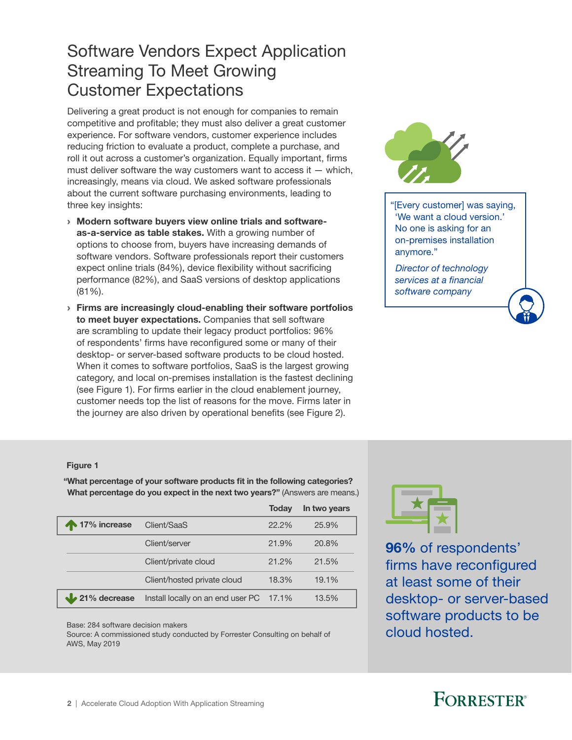# Software Vendors Expect Application Streaming To Meet Growing Customer Expectations

Delivering a great product is not enough for companies to remain competitive and profitable; they must also deliver a great customer experience. For software vendors, customer experience includes reducing friction to evaluate a product, complete a purchase, and roll it out across a customer's organization. Equally important, firms must deliver software the way customers want to access it — which, increasingly, means via cloud. We asked software professionals about the current software purchasing environments, leading to three key insights:

- **Modern software buyers view online trials and software-as-a-service as table stakes.** With a growing number of options to choose from, buyers have increasing demands of software vendors. Software professionals report their customers expect online trials (84%), device flexibility without sacrificing performance (82%), and SaaS versions of desktop applications (81%).
- **Firms are increasingly cloud-enabling their software portfolios to meet buyer expectations.** Companies that sell software are scrambling to update their legacy product portfolios: 96% of respondents' firms have reconfigured some or many of their desktop- or server-based software products to be cloud hosted. When it comes to software portfolios, SaaS is the largest growing category, and local on-premises installation is the fastest declining (see Figure 1). For firms earlier in the cloud enablement journey, customer needs top the list of reasons for the move. Firms later in the journey are also driven by operational benefits (see Figure 2).

"[Every customer] was saying, 'We want a cloud version.' No one is asking for an on-premises installation anymore."

*Director of technology services at a financial software company*

**Figure 1**

**"What percentage of your software products fit in the following categories? What percentage do you expect in the next two years?"** (Answers are means.)

| | | Today | In two years |
|---|---|---|---|
| 17% increase | Client/SaaS | 22.2% | 25.9% |
| | Client/server | 21.9% | 20.8% |
| | Client/private cloud | 21.2% | 21.5% |
| | Client/hosted private cloud | 18.3% | 19.1% |
| 21% decrease | Install locally on an end user PC | 17.1% | 13.5% |

Base: 284 software decision makers
Source: A commissioned study conducted by Forrester Consulting on behalf of AWS, May 2019

**96%** of respondents' firms have reconfigured at least some of their desktop- or server-based software products to be cloud hosted.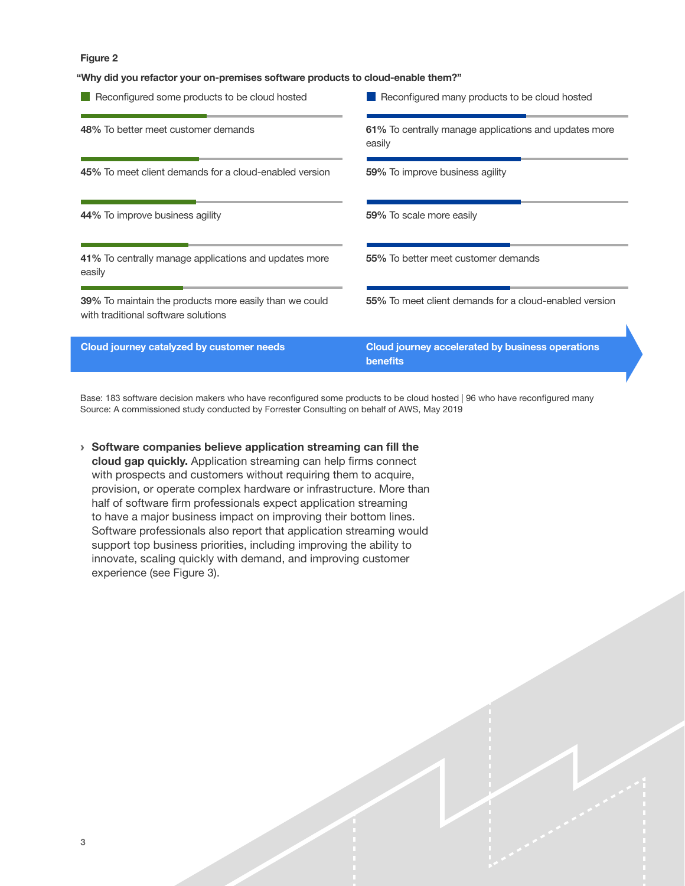**Figure 2**

**"Why did you refactor your on-premises software products to cloud-enable them?"**

| Reconfigured some products to be cloud hosted | Reconfigured many products to be cloud hosted |
|---|---|
| **48%** To better meet customer demands | **61%** To centrally manage applications and updates more easily |
| **45%** To meet client demands for a cloud-enabled version | **59%** To improve business agility |
| **44%** To improve business agility | **59%** To scale more easily |
| **41%** To centrally manage applications and updates more easily | **55%** To better meet customer demands |
| **39%** To maintain the products more easily than we could with traditional software solutions | **55%** To meet client demands for a cloud-enabled version |
| **Cloud journey catalyzed by customer needs** | **Cloud journey accelerated by business operations benefits** |

Base: 183 software decision makers who have reconfigured some products to be cloud hosted | 96 who have reconfigured many
Source: A commissioned study conducted by Forrester Consulting on behalf of AWS, May 2019

- **Software companies believe application streaming can fill the cloud gap quickly.** Application streaming can help firms connect with prospects and customers without requiring them to acquire, provision, or operate complex hardware or infrastructure. More than half of software firm professionals expect application streaming to have a major business impact on improving their bottom lines. Software professionals also report that application streaming would support top business priorities, including improving the ability to innovate, scaling quickly with demand, and improving customer experience (see Figure 3).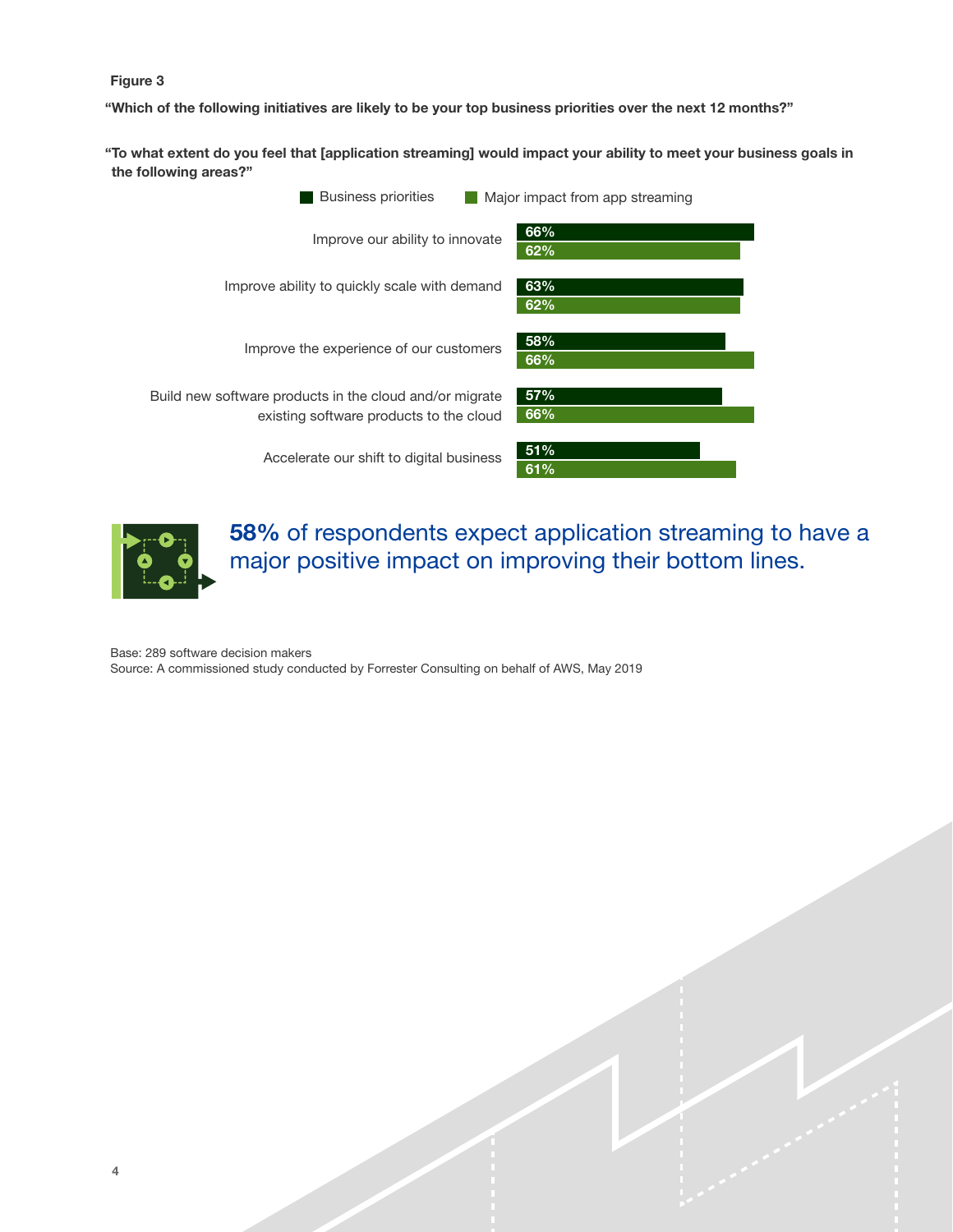**Figure 3**

**"Which of the following initiatives are likely to be your top business priorities over the next 12 months?"**

**"To what extent do you feel that [application streaming] would impact your ability to meet your business goals in the following areas?"**

| | Business priorities | Major impact from app streaming |
|---|---|---|
| Improve our ability to innovate | 66% | 62% |
| Improve ability to quickly scale with demand | 63% | 62% |
| Improve the experience of our customers | 58% | 66% |
| Build new software products in the cloud and/or migrate existing software products to the cloud | 57% | 66% |
| Accelerate our shift to digital business | 51% | 61% |

**58%** of respondents expect application streaming to have a major positive impact on improving their bottom lines.

Base: 289 software decision makers
Source: A commissioned study conducted by Forrester Consulting on behalf of AWS, May 2019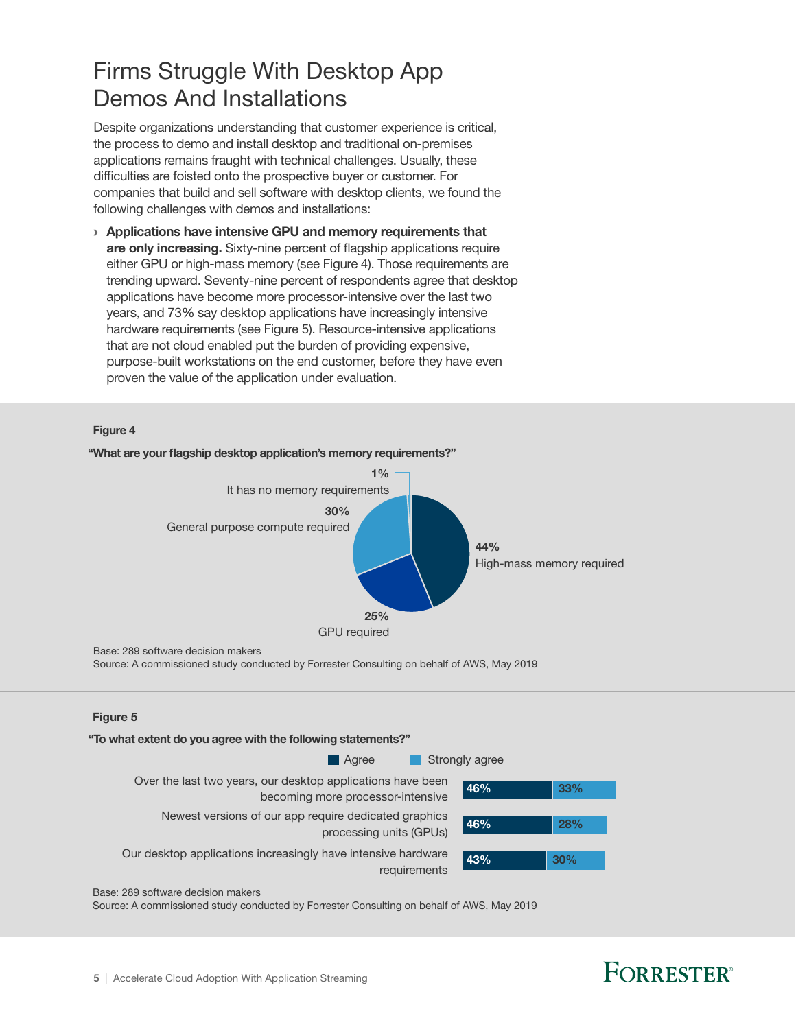# Firms Struggle With Desktop App Demos And Installations

Despite organizations understanding that customer experience is critical, the process to demo and install desktop and traditional on-premises applications remains fraught with technical challenges. Usually, these difficulties are foisted onto the prospective buyer or customer. For companies that build and sell software with desktop clients, we found the following challenges with demos and installations:

› **Applications have intensive GPU and memory requirements that are only increasing.** Sixty-nine percent of flagship applications require either GPU or high-mass memory (see Figure 4). Those requirements are trending upward. Seventy-nine percent of respondents agree that desktop applications have become more processor-intensive over the last two years, and 73% say desktop applications have increasingly intensive hardware requirements (see Figure 5). Resource-intensive applications that are not cloud enabled put the burden of providing expensive, purpose-built workstations on the end customer, before they have even proven the value of the application under evaluation.

**Figure 4**

**"What are your flagship desktop application's memory requirements?"**

| Response | Percentage |
| --- | --- |
| High-mass memory required | 44% |
| General purpose compute required | 30% |
| GPU required | 25% |
| It has no memory requirements | 1% |

Base: 289 software decision makers

Source: A commissioned study conducted by Forrester Consulting on behalf of AWS, May 2019

**Figure 5**

**"To what extent do you agree with the following statements?"**

| Statement | Agree | Strongly agree |
| --- | --- | --- |
| Over the last two years, our desktop applications have been becoming more processor-intensive | 46% | 33% |
| Newest versions of our app require dedicated graphics processing units (GPUs) | 46% | 28% |
| Our desktop applications increasingly have intensive hardware requirements | 43% | 30% |

Base: 289 software decision makers

Source: A commissioned study conducted by Forrester Consulting on behalf of AWS, May 2019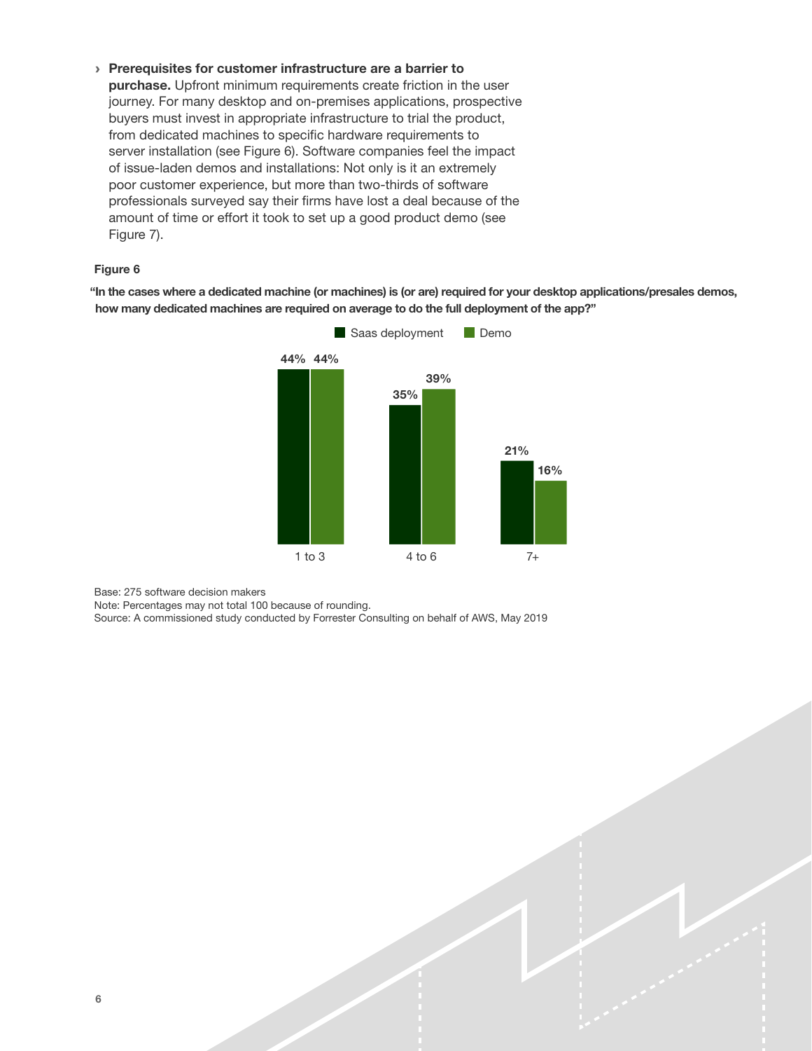- **Prerequisites for customer infrastructure are a barrier to purchase.** Upfront minimum requirements create friction in the user journey. For many desktop and on-premises applications, prospective buyers must invest in appropriate infrastructure to trial the product, from dedicated machines to specific hardware requirements to server installation (see Figure 6). Software companies feel the impact of issue-laden demos and installations: Not only is it an extremely poor customer experience, but more than two-thirds of software professionals surveyed say their firms have lost a deal because of the amount of time or effort it took to set up a good product demo (see Figure 7).

**Figure 6**

**"In the cases where a dedicated machine (or machines) is (or are) required for your desktop applications/presales demos, how many dedicated machines are required on average to do the full deployment of the app?"**

| | Saas deployment | Demo |
|---|---|---|
| 1 to 3 | 44% | 44% |
| 4 to 6 | 35% | 39% |
| 7+ | 21% | 16% |

Base: 275 software decision makers

Note: Percentages may not total 100 because of rounding.

Source: A commissioned study conducted by Forrester Consulting on behalf of AWS, May 2019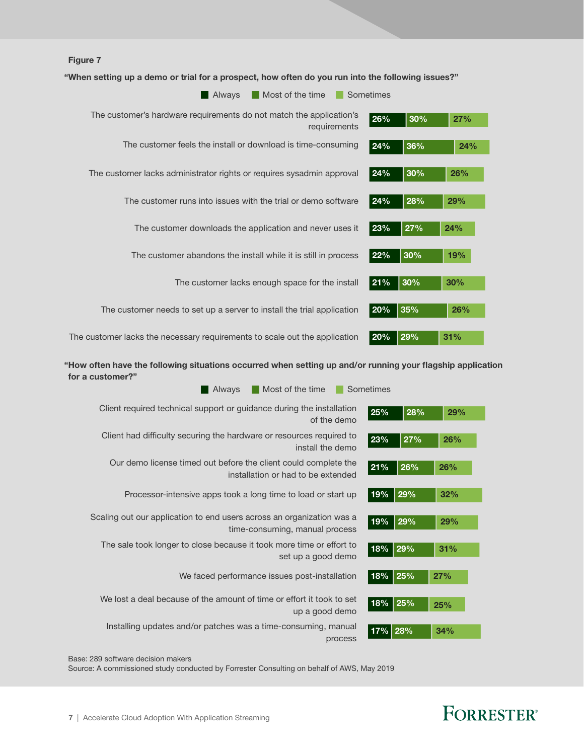**Figure 7**

**"When setting up a demo or trial for a prospect, how often do you run into the following issues?"**

| Issue | Always | Most of the time | Sometimes |
|---|---|---|---|
| The customer's hardware requirements do not match the application's requirements | 26% | 30% | 27% |
| The customer feels the install or download is time-consuming | 24% | 36% | 24% |
| The customer lacks administrator rights or requires sysadmin approval | 24% | 30% | 26% |
| The customer runs into issues with the trial or demo software | 24% | 28% | 29% |
| The customer downloads the application and never uses it | 23% | 27% | 24% |
| The customer abandons the install while it is still in process | 22% | 30% | 19% |
| The customer lacks enough space for the install | 21% | 30% | 30% |
| The customer needs to set up a server to install the trial application | 20% | 35% | 26% |
| The customer lacks the necessary requirements to scale out the application | 20% | 29% | 31% |

**"How often have the following situations occurred when setting up and/or running your flagship application for a customer?"**

| Situation | Always | Most of the time | Sometimes |
|---|---|---|---|
| Client required technical support or guidance during the installation of the demo | 25% | 28% | 29% |
| Client had difficulty securing the hardware or resources required to install the demo | 23% | 27% | 26% |
| Our demo license timed out before the client could complete the installation or had to be extended | 21% | 26% | 26% |
| Processor-intensive apps took a long time to load or start up | 19% | 29% | 32% |
| Scaling out our application to end users across an organization was a time-consuming, manual process | 19% | 29% | 29% |
| The sale took longer to close because it took more time or effort to set up a good demo | 18% | 29% | 31% |
| We faced performance issues post-installation | 18% | 25% | 27% |
| We lost a deal because of the amount of time or effort it took to set up a good demo | 18% | 25% | 25% |
| Installing updates and/or patches was a time-consuming, manual process | 17% | 28% | 34% |

Base: 289 software decision makers

Source: A commissioned study conducted by Forrester Consulting on behalf of AWS, May 2019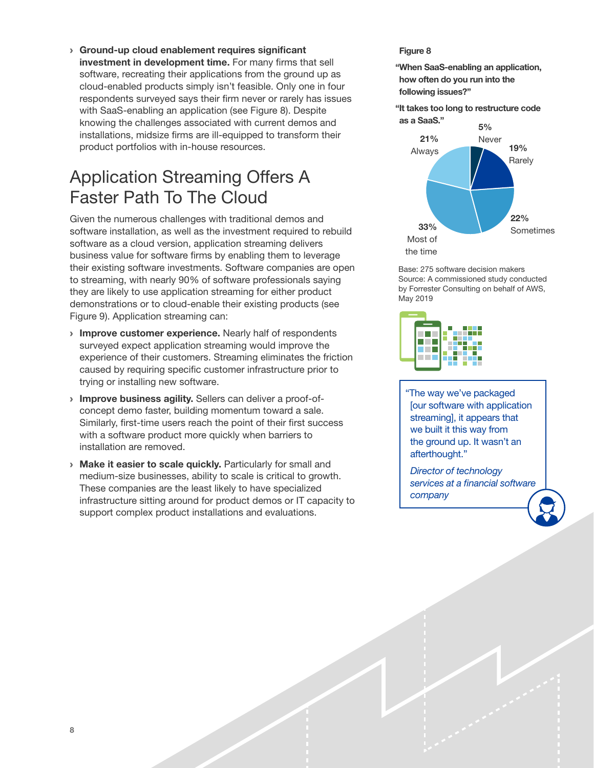- **Ground-up cloud enablement requires significant investment in development time.** For many firms that sell software, recreating their applications from the ground up as cloud-enabled products simply isn't feasible. Only one in four respondents surveyed says their firm never or rarely has issues with SaaS-enabling an application (see Figure 8). Despite knowing the challenges associated with current demos and installations, midsize firms are ill-equipped to transform their product portfolios with in-house resources.

## Application Streaming Offers A Faster Path To The Cloud

Given the numerous challenges with traditional demos and software installation, as well as the investment required to rebuild software as a cloud version, application streaming delivers business value for software firms by enabling them to leverage their existing software investments. Software companies are open to streaming, with nearly 90% of software professionals saying they are likely to use application streaming for either product demonstrations or to cloud-enable their existing products (see Figure 9). Application streaming can:

- **Improve customer experience.** Nearly half of respondents surveyed expect application streaming would improve the experience of their customers. Streaming eliminates the friction caused by requiring specific customer infrastructure prior to trying or installing new software.
- **Improve business agility.** Sellers can deliver a proof-of-concept demo faster, building momentum toward a sale. Similarly, first-time users reach the point of their first success with a software product more quickly when barriers to installation are removed.
- **Make it easier to scale quickly.** Particularly for small and medium-size businesses, ability to scale is critical to growth. These companies are the least likely to have specialized infrastructure sitting around for product demos or IT capacity to support complex product installations and evaluations.

**Figure 8**

**"When SaaS-enabling an application, how often do you run into the following issues?"**

**"It takes too long to restructure code as a SaaS."**

| Response | Percentage |
| --- | --- |
| Never | 5% |
| Rarely | 19% |
| Sometimes | 22% |
| Most of the time | 33% |
| Always | 21% |

Base: 275 software decision makers
Source: A commissioned study conducted by Forrester Consulting on behalf of AWS, May 2019

"The way we've packaged [our software with application streaming], it appears that we built it this way from the ground up. It wasn't an afterthought."

*Director of technology services at a financial software company*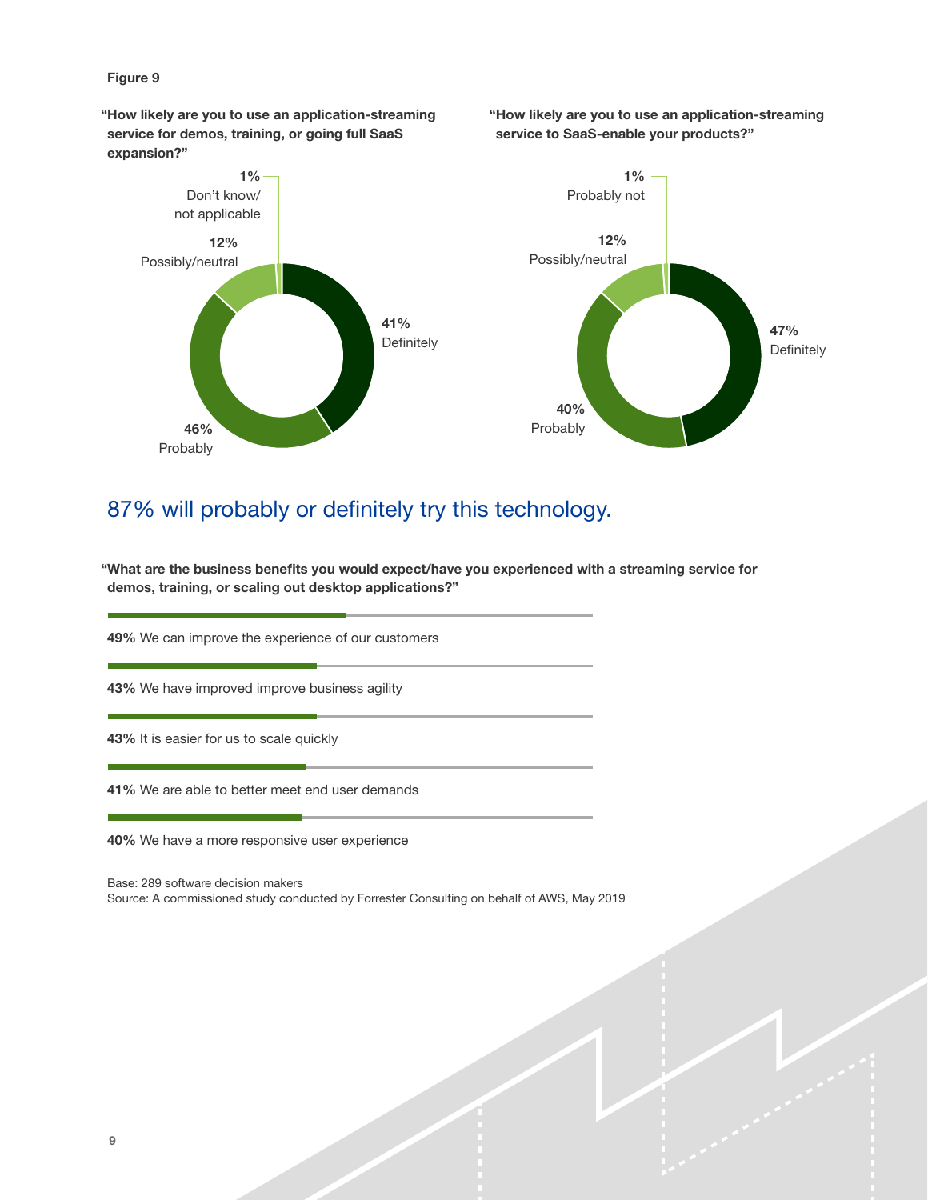**Figure 9**

**"How likely are you to use an application-streaming service for demos, training, or going full SaaS expansion?"**

- **41%** Definitely
- **46%** Probably
- **12%** Possibly/neutral
- **1%** Don't know/not applicable

**"How likely are you to use an application-streaming service to SaaS-enable your products?"**

- **47%** Definitely
- **40%** Probably
- **12%** Possibly/neutral
- **1%** Probably not

## 87% will probably or definitely try this technology.

**"What are the business benefits you would expect/have you experienced with a streaming service for demos, training, or scaling out desktop applications?"**

**49%** We can improve the experience of our customers

**43%** We have improved improve business agility

**43%** It is easier for us to scale quickly

**41%** We are able to better meet end user demands

**40%** We have a more responsive user experience

Base: 289 software decision makers
Source: A commissioned study conducted by Forrester Consulting on behalf of AWS, May 2019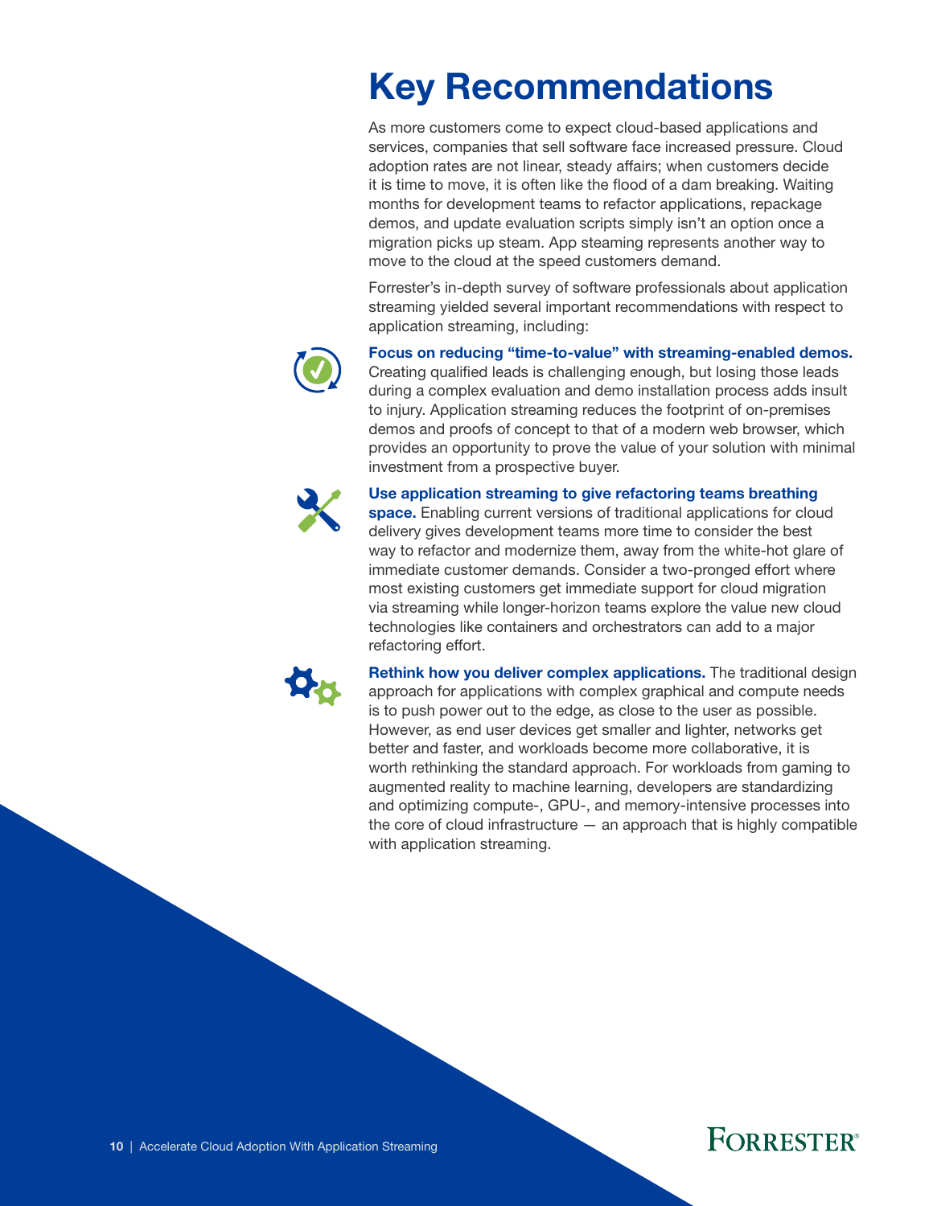# Key Recommendations

As more customers come to expect cloud-based applications and services, companies that sell software face increased pressure. Cloud adoption rates are not linear, steady affairs; when customers decide it is time to move, it is often like the flood of a dam breaking. Waiting months for development teams to refactor applications, repackage demos, and update evaluation scripts simply isn't an option once a migration picks up steam. App steaming represents another way to move to the cloud at the speed customers demand.

Forrester's in-depth survey of software professionals about application streaming yielded several important recommendations with respect to application streaming, including:

**Focus on reducing "time-to-value" with streaming-enabled demos.** Creating qualified leads is challenging enough, but losing those leads during a complex evaluation and demo installation process adds insult to injury. Application streaming reduces the footprint of on-premises demos and proofs of concept to that of a modern web browser, which provides an opportunity to prove the value of your solution with minimal investment from a prospective buyer.

**Use application streaming to give refactoring teams breathing space.** Enabling current versions of traditional applications for cloud delivery gives development teams more time to consider the best way to refactor and modernize them, away from the white-hot glare of immediate customer demands. Consider a two-pronged effort where most existing customers get immediate support for cloud migration via streaming while longer-horizon teams explore the value new cloud technologies like containers and orchestrators can add to a major refactoring effort.

**Rethink how you deliver complex applications.** The traditional design approach for applications with complex graphical and compute needs is to push power out to the edge, as close to the user as possible. However, as end user devices get smaller and lighter, networks get better and faster, and workloads become more collaborative, it is worth rethinking the standard approach. For workloads from gaming to augmented reality to machine learning, developers are standardizing and optimizing compute-, GPU-, and memory-intensive processes into the core of cloud infrastructure — an approach that is highly compatible with application streaming.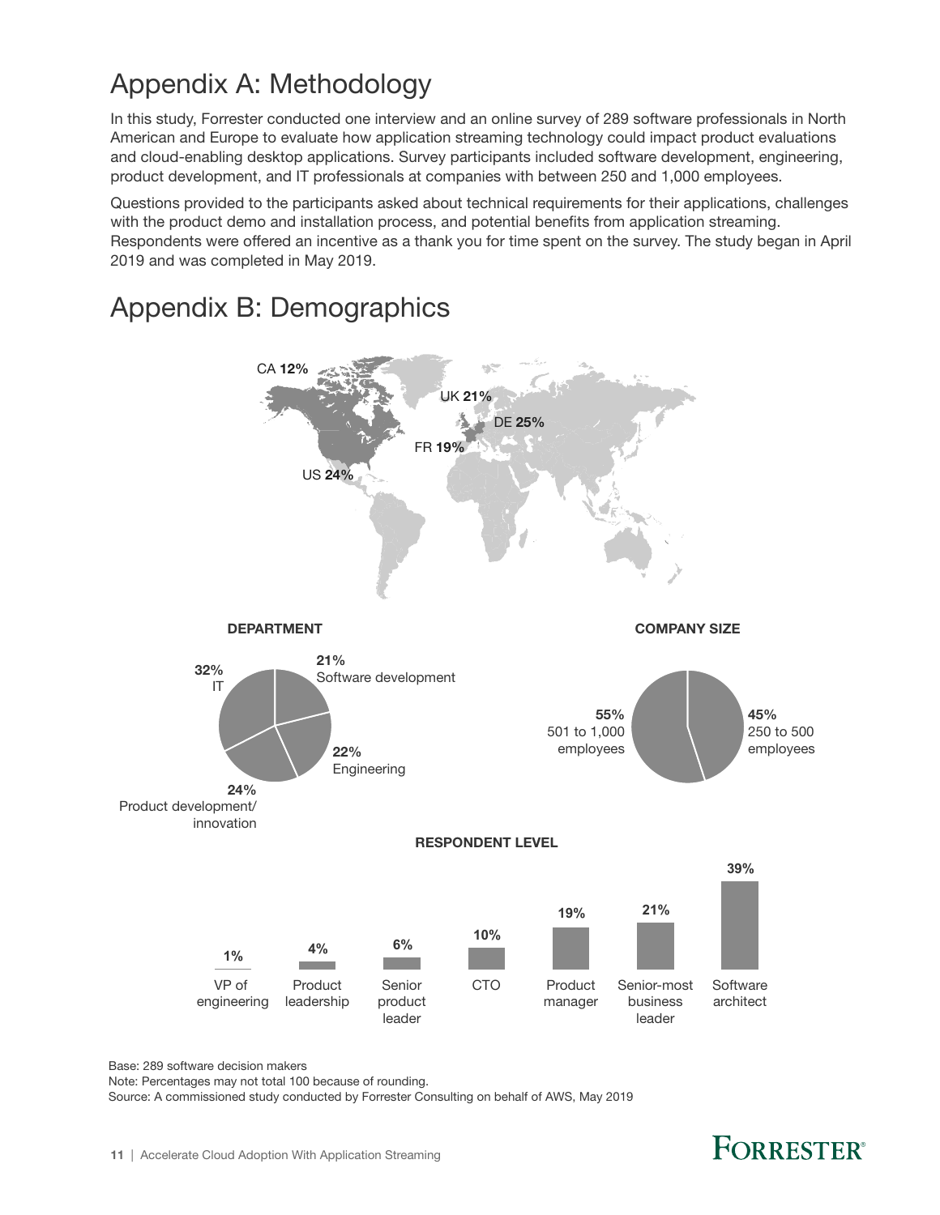# Appendix A: Methodology

In this study, Forrester conducted one interview and an online survey of 289 software professionals in North American and Europe to evaluate how application streaming technology could impact product evaluations and cloud-enabling desktop applications. Survey participants included software development, engineering, product development, and IT professionals at companies with between 250 and 1,000 employees.

Questions provided to the participants asked about technical requirements for their applications, challenges with the product demo and installation process, and potential benefits from application streaming. Respondents were offered an incentive as a thank you for time spent on the survey. The study began in April 2019 and was completed in May 2019.

# Appendix B: Demographics

| Country | Percentage |
|---|---|
| CA | 12% |
| US | 24% |
| UK | 21% |
| DE | 25% |
| FR | 19% |

**DEPARTMENT**

| Department | Percentage |
|---|---|
| Software development | 21% |
| Engineering | 22% |
| Product development/innovation | 24% |
| IT | 32% |

**COMPANY SIZE**

| Company size | Percentage |
|---|---|
| 250 to 500 employees | 45% |
| 501 to 1,000 employees | 55% |

**RESPONDENT LEVEL**

| Respondent level | Percentage |
|---|---|
| VP of engineering | 1% |
| Product leadership | 4% |
| Senior product leader | 6% |
| CTO | 10% |
| Product manager | 19% |
| Senior-most business leader | 21% |
| Software architect | 39% |

Base: 289 software decision makers

Note: Percentages may not total 100 because of rounding.

Source: A commissioned study conducted by Forrester Consulting on behalf of AWS, May 2019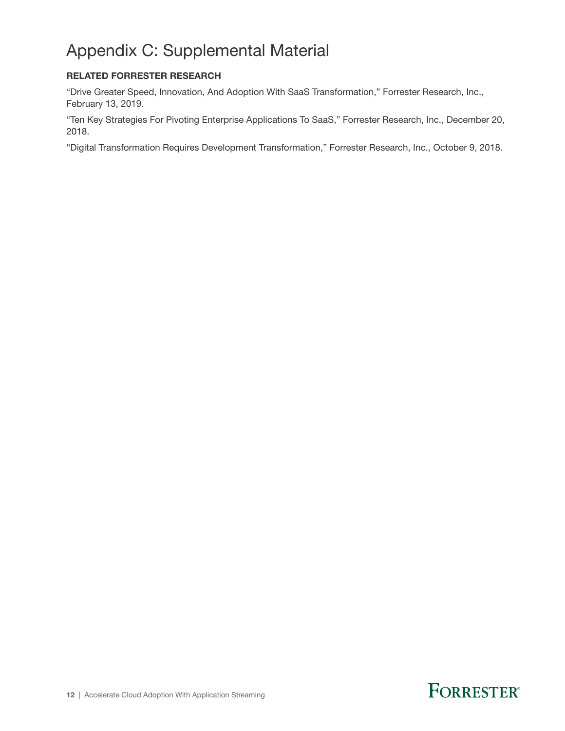# Appendix C: Supplemental Material

**RELATED FORRESTER RESEARCH**

"Drive Greater Speed, Innovation, And Adoption With SaaS Transformation," Forrester Research, Inc., February 13, 2019.

"Ten Key Strategies For Pivoting Enterprise Applications To SaaS," Forrester Research, Inc., December 20, 2018.

"Digital Transformation Requires Development Transformation," Forrester Research, Inc., October 9, 2018.